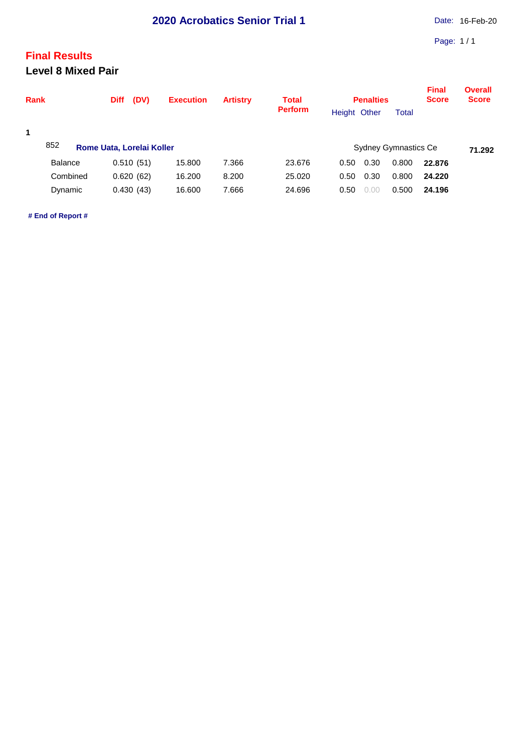# 2020 Acrobatics Senior Trial 1

Date: 16-Feb-20

## Final Results

### Level 8 Mixed Pair

| Rank | | Diff (DV) | Execution | Artistry | Total Perform | Penalties | | | Final Score | Overall Score |
|---|---|---|---|---|---|---|---|---|---|---|
| | | | | | | Height | Other | Total | | |
| 1 | | | | | | | | | | |
| 852 | **Rome Uata, Lorelai Koller** | | | | | Sydney Gymnastics Ce | | | | **71.292** |
| | Balance | 0.510 (51) | 15.800 | 7.366 | 23.676 | 0.50 | 0.30 | 0.800 | **22.876** | |
| | Combined | 0.620 (62) | 16.200 | 8.200 | 25.020 | 0.50 | 0.30 | 0.800 | **24.220** | |
| | Dynamic | 0.430 (43) | 16.600 | 7.666 | 24.696 | 0.50 | 0.00 | 0.500 | **24.196** | |

**# End of Report #**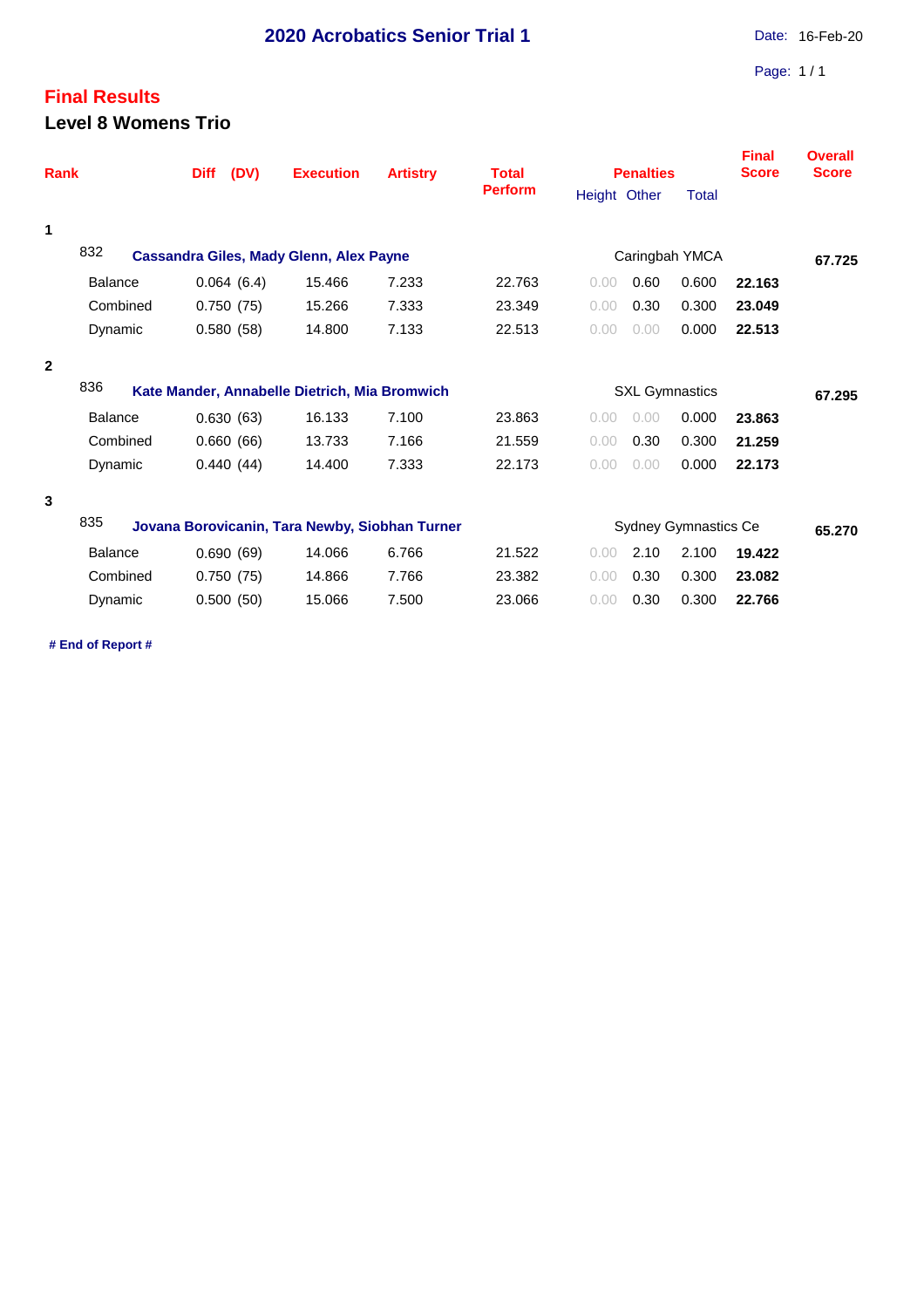## 2020 Acrobatics Senior Trial 1

Date: 16-Feb-20

Page: 1 / 1

## Final Results

### Level 8 Womens Trio

| Rank | | | Diff (DV) | Execution | Artistry | Total Perform | Penalties Height | Penalties Other | Penalties Total | Final Score | Overall Score |
|---|---|---|---|---|---|---|---|---|---|---|---|
| **1** | | | | | | | | | | | |
| | 832 | **Cassandra Giles, Mady Glenn, Alex Payne** | | | | | Caringbah YMCA | | | | **67.725** |
| | | Balance | 0.064 (6.4) | 15.466 | 7.233 | 22.763 | 0.00 | 0.60 | 0.600 | **22.163** | |
| | | Combined | 0.750 (75) | 15.266 | 7.333 | 23.349 | 0.00 | 0.30 | 0.300 | **23.049** | |
| | | Dynamic | 0.580 (58) | 14.800 | 7.133 | 22.513 | 0.00 | 0.00 | 0.000 | **22.513** | |
| **2** | | | | | | | | | | | |
| | 836 | **Kate Mander, Annabelle Dietrich, Mia Bromwich** | | | | | SXL Gymnastics | | | | **67.295** |
| | | Balance | 0.630 (63) | 16.133 | 7.100 | 23.863 | 0.00 | 0.00 | 0.000 | **23.863** | |
| | | Combined | 0.660 (66) | 13.733 | 7.166 | 21.559 | 0.00 | 0.30 | 0.300 | **21.259** | |
| | | Dynamic | 0.440 (44) | 14.400 | 7.333 | 22.173 | 0.00 | 0.00 | 0.000 | **22.173** | |
| **3** | | | | | | | | | | | |
| | 835 | **Jovana Borovicanin, Tara Newby, Siobhan Turner** | | | | | Sydney Gymnastics Ce | | | | **65.270** |
| | | Balance | 0.690 (69) | 14.066 | 6.766 | 21.522 | 0.00 | 2.10 | 2.100 | **19.422** | |
| | | Combined | 0.750 (75) | 14.866 | 7.766 | 23.382 | 0.00 | 0.30 | 0.300 | **23.082** | |
| | | Dynamic | 0.500 (50) | 15.066 | 7.500 | 23.066 | 0.00 | 0.30 | 0.300 | **22.766** | |

**# End of Report #**